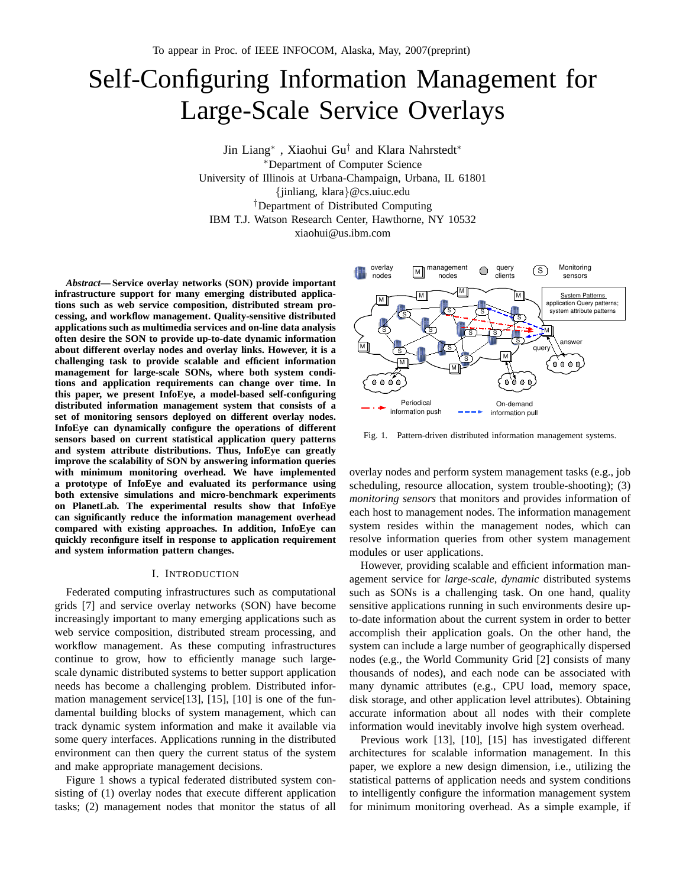To appear in Proc. of IEEE INFOCOM, Alaska, May, 2007(preprint)

# Self-Configuring Information Management for Large-Scale Service Overlays

Jin Liang*, Xiaohui Gu† and Klara Nahrstedt*

*Department of Computer Science
University of Illinois at Urbana-Champaign, Urbana, IL 61801
{jinliang, klara}@cs.uiuc.edu

†Department of Distributed Computing
IBM T.J. Watson Research Center, Hawthorne, NY 10532
xiaohui@us.ibm.com

***Abstract*— Service overlay networks (SON) provide important infrastructure support for many emerging distributed applications such as web service composition, distributed stream processing, and workflow management. Quality-sensitive distributed applications such as multimedia services and on-line data analysis often desire the SON to provide up-to-date dynamic information about different overlay nodes and overlay links. However, it is a challenging task to provide scalable and efficient information management for large-scale SONs, where both system conditions and application requirements can change over time. In this paper, we present InfoEye, a model-based self-configuring distributed information management system that consists of a set of monitoring sensors deployed on different overlay nodes. InfoEye can dynamically configure the operations of different sensors based on current statistical application query patterns and system attribute distributions. Thus, InfoEye can greatly improve the scalability of SON by answering information queries with minimum monitoring overhead. We have implemented a prototype of InfoEye and evaluated its performance using both extensive simulations and micro-benchmark experiments on PlanetLab. The experimental results show that InfoEye can significantly reduce the information management overhead compared with existing approaches. In addition, InfoEye can quickly reconfigure itself in response to application requirement and system information pattern changes.**

## I. Introduction

Federated computing infrastructures such as computational grids [7] and service overlay networks (SON) have become increasingly important to many emerging applications such as web service composition, distributed stream processing, and workflow management. As these computing infrastructures continue to grow, how to efficiently manage such large-scale dynamic distributed systems to better support application needs has become a challenging problem. Distributed information management service[13], [15], [10] is one of the fundamental building blocks of system management, which can track dynamic system information and make it available via some query interfaces. Applications running in the distributed environment can then query the current status of the system and make appropriate management decisions.

Figure 1 shows a typical federated distributed system consisting of (1) overlay nodes that execute different application tasks; (2) management nodes that monitor the status of all overlay nodes and perform system management tasks (e.g., job scheduling, resource allocation, system trouble-shooting); (3) *monitoring sensors* that monitors and provides information of each host to management nodes. The information management system resides within the management nodes, which can resolve information queries from other system management modules or user applications.

Fig. 1. Pattern-driven distributed information management systems.

However, providing scalable and efficient information management service for *large-scale, dynamic* distributed systems such as SONs is a challenging task. On one hand, quality sensitive applications running in such environments desire up-to-date information about the current system in order to better accomplish their application goals. On the other hand, the system can include a large number of geographically dispersed nodes (e.g., the World Community Grid [2] consists of many thousands of nodes), and each node can be associated with many dynamic attributes (e.g., CPU load, memory space, disk storage, and other application level attributes). Obtaining accurate information about all nodes with their complete information would inevitably involve high system overhead.

Previous work [13], [10], [15] has investigated different architectures for scalable information management. In this paper, we explore a new design dimension, i.e., utilizing the statistical patterns of application needs and system conditions to intelligently configure the information management system for minimum monitoring overhead. As a simple example, if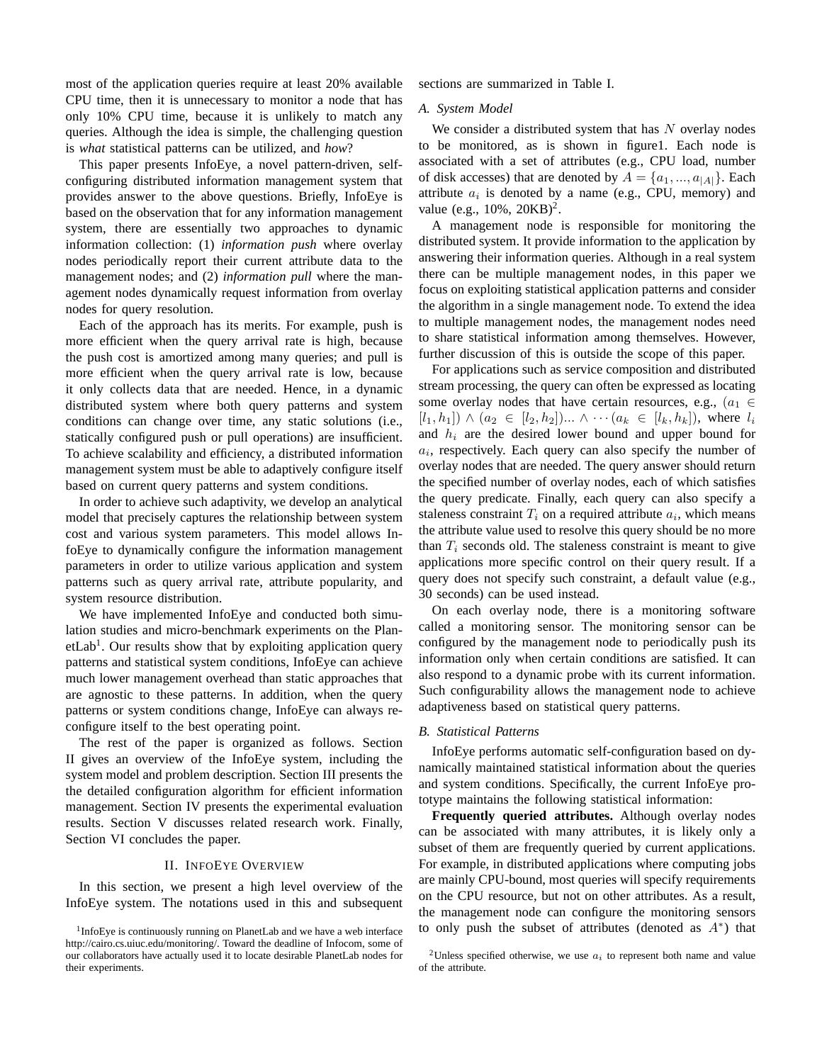most of the application queries require at least 20% available CPU time, then it is unnecessary to monitor a node that has only 10% CPU time, because it is unlikely to match any queries. Although the idea is simple, the challenging question is *what* statistical patterns can be utilized, and *how*?

This paper presents InfoEye, a novel pattern-driven, self-configuring distributed information management system that provides answer to the above questions. Briefly, InfoEye is based on the observation that for any information management system, there are essentially two approaches to dynamic information collection: (1) *information push* where overlay nodes periodically report their current attribute data to the management nodes; and (2) *information pull* where the management nodes dynamically request information from overlay nodes for query resolution.

Each of the approach has its merits. For example, push is more efficient when the query arrival rate is high, because the push cost is amortized among many queries; and pull is more efficient when the query arrival rate is low, because it only collects data that are needed. Hence, in a dynamic distributed system where both query patterns and system conditions can change over time, any static solutions (i.e., statically configured push or pull operations) are insufficient. To achieve scalability and efficiency, a distributed information management system must be able to adaptively configure itself based on current query patterns and system conditions.

In order to achieve such adaptivity, we develop an analytical model that precisely captures the relationship between system cost and various system parameters. This model allows InfoEye to dynamically configure the information management parameters in order to utilize various application and system patterns such as query arrival rate, attribute popularity, and system resource distribution.

We have implemented InfoEye and conducted both simulation studies and micro-benchmark experiments on the PlanetLab[1]. Our results show that by exploiting application query patterns and statistical system conditions, InfoEye can achieve much lower management overhead than static approaches that are agnostic to these patterns. In addition, when the query patterns or system conditions change, InfoEye can always reconfigure itself to the best operating point.

The rest of the paper is organized as follows. Section II gives an overview of the InfoEye system, including the system model and problem description. Section III presents the the detailed configuration algorithm for efficient information management. Section IV presents the experimental evaluation results. Section V discusses related research work. Finally, Section VI concludes the paper.

## II. InfoEye Overview

In this section, we present a high level overview of the InfoEye system. The notations used in this and subsequent sections are summarized in Table I.

### A. System Model

We consider a distributed system that has $N$ overlay nodes to be monitored, as is shown in figure1. Each node is associated with a set of attributes (e.g., CPU load, number of disk accesses) that are denoted by $A = \{a_1, ..., a_{|A|}\}$. Each attribute $a_i$ is denoted by a name (e.g., CPU, memory) and value (e.g., 10%, 20KB)[2].

A management node is responsible for monitoring the distributed system. It provide information to the application by answering their information queries. Although in a real system there can be multiple management nodes, in this paper we focus on exploiting statistical application patterns and consider the algorithm in a single management node. To extend the idea to multiple management nodes, the management nodes need to share statistical information among themselves. However, further discussion of this is outside the scope of this paper.

For applications such as service composition and distributed stream processing, the query can often be expressed as locating some overlay nodes that have certain resources, e.g., $(a_1 \in [l_1, h_1]) \wedge (a_2 \in [l_2, h_2])... \wedge \cdots (a_k \in [l_k, h_k])$, where $l_i$ and $h_i$ are the desired lower bound and upper bound for $a_i$, respectively. Each query can also specify the number of overlay nodes that are needed. The query answer should return the specified number of overlay nodes, each of which satisfies the query predicate. Finally, each query can also specify a staleness constraint $T_i$ on a required attribute $a_i$, which means the attribute value used to resolve this query should be no more than $T_i$ seconds old. The staleness constraint is meant to give applications more specific control on their query result. If a query does not specify such constraint, a default value (e.g., 30 seconds) can be used instead.

On each overlay node, there is a monitoring software called a monitoring sensor. The monitoring sensor can be configured by the management node to periodically push its information only when certain conditions are satisfied. It can also respond to a dynamic probe with its current information. Such configurability allows the management node to achieve adaptiveness based on statistical query patterns.

### B. Statistical Patterns

InfoEye performs automatic self-configuration based on dynamically maintained statistical information about the queries and system conditions. Specifically, the current InfoEye prototype maintains the following statistical information:

**Frequently queried attributes.** Although overlay nodes can be associated with many attributes, it is likely only a subset of them are frequently queried by current applications. For example, in distributed applications where computing jobs are mainly CPU-bound, most queries will specify requirements on the CPU resource, but not on other attributes. As a result, the management node can configure the monitoring sensors to only push the subset of attributes (denoted as $A^*$) that

[1] InfoEye is continuously running on PlanetLab and we have a web interface http://cairo.cs.uiuc.edu/monitoring/. Toward the deadline of Infocom, some of our collaborators have actually used it to locate desirable PlanetLab nodes for their experiments.

[2] Unless specified otherwise, we use $a_i$ to represent both name and value of the attribute.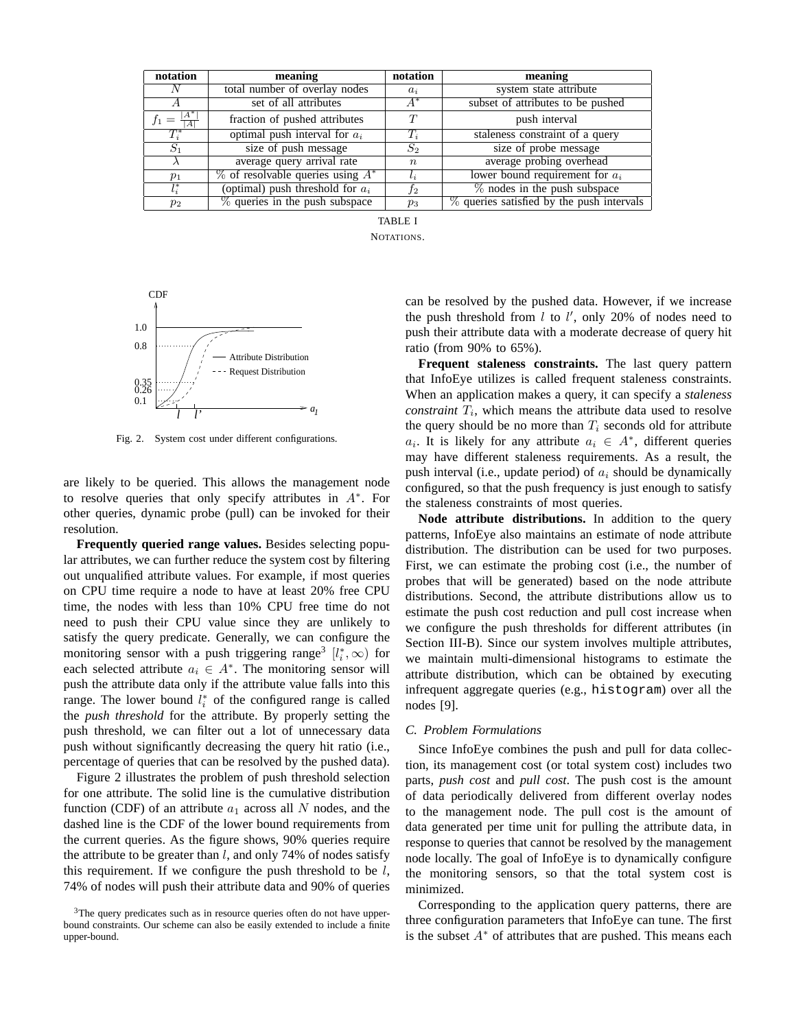| notation | meaning | notation | meaning |
| --- | --- | --- | --- |
| $N$ | total number of overlay nodes | $a_i$ | system state attribute |
| $A$ | set of all attributes | $A^*$ | subset of attributes to be pushed |
| $f_1 = \frac{\|A^*\|}{\|A\|}$ | fraction of pushed attributes | $T$ | push interval |
| $T_i^*$ | optimal push interval for $a_i$ | $T_i$ | staleness constraint of a query |
| $S_1$ | size of push message | $S_2$ | size of probe message |
| $\lambda$ | average query arrival rate | $n$ | average probing overhead |
| $p_1$ | % of resolvable queries using $A^*$ | $l_i$ | lower bound requirement for $a_i$ |
| $l_i^*$ | (optimal) push threshold for $a_i$ | $f_2$ | % nodes in the push subspace |
| $p_2$ | % queries in the push subspace | $p_3$ | % queries satisfied by the push intervals |

TABLE I
NOTATIONS.

Fig. 2. System cost under different configurations.

are likely to be queried. This allows the management node to resolve queries that only specify attributes in $A^*$. For other queries, dynamic probe (pull) can be invoked for their resolution.

**Frequently queried range values.** Besides selecting popular attributes, we can further reduce the system cost by filtering out unqualified attribute values. For example, if most queries on CPU time require a node to have at least 20% free CPU time, the nodes with less than 10% CPU free time do not need to push their CPU value since they are unlikely to satisfy the query predicate. Generally, we can configure the monitoring sensor with a push triggering range[3] $[l_i^*, \infty)$ for each selected attribute $a_i \in A^*$. The monitoring sensor will push the attribute data only if the attribute value falls into this range. The lower bound $l_i^*$ of the configured range is called the *push threshold* for the attribute. By properly setting the push threshold, we can filter out a lot of unnecessary data push without significantly decreasing the query hit ratio (i.e., percentage of queries that can be resolved by the pushed data).

Figure 2 illustrates the problem of push threshold selection for one attribute. The solid line is the cumulative distribution function (CDF) of an attribute $a_1$ across all $N$ nodes, and the dashed line is the CDF of the lower bound requirements from the current queries. As the figure shows, 90% queries require the attribute to be greater than $l$, and only 74% of nodes satisfy this requirement. If we configure the push threshold to be $l$, 74% of nodes will push their attribute data and 90% of queries can be resolved by the pushed data. However, if we increase the push threshold from $l$ to $l'$, only 20% of nodes need to push their attribute data with a moderate decrease of query hit ratio (from 90% to 65%).

**Frequent staleness constraints.** The last query pattern that InfoEye utilizes is called frequent staleness constraints. When an application makes a query, it can specify a *staleness constraint* $T_i$, which means the attribute data used to resolve the query should be no more than $T_i$ seconds old for attribute $a_i$. It is likely for any attribute $a_i \in A^*$, different queries may have different staleness requirements. As a result, the push interval (i.e., update period) of $a_i$ should be dynamically configured, so that the push frequency is just enough to satisfy the staleness constraints of most queries.

**Node attribute distributions.** In addition to the query patterns, InfoEye also maintains an estimate of node attribute distribution. The distribution can be used for two purposes. First, we can estimate the probing cost (i.e., the number of probes that will be generated) based on the node attribute distributions. Second, the attribute distributions allow us to estimate the push cost reduction and pull cost increase when we configure the push thresholds for different attributes (in Section III-B). Since our system involves multiple attributes, we maintain multi-dimensional histograms to estimate the attribute distribution, which can be obtained by executing infrequent aggregate queries (e.g., `histogram`) over all the nodes [9].

### C. Problem Formulations

Since InfoEye combines the push and pull for data collection, its management cost (or total system cost) includes two parts, *push cost* and *pull cost*. The push cost is the amount of data periodically delivered from different overlay nodes to the management node. The pull cost is the amount of data generated per time unit for pulling the attribute data, in response to queries that cannot be resolved by the management node locally. The goal of InfoEye is to dynamically configure the monitoring sensors, so that the total system cost is minimized.

Corresponding to the application query patterns, there are three configuration parameters that InfoEye can tune. The first is the subset $A^*$ of attributes that are pushed. This means each

[3] The query predicates such as in resource queries often do not have upper-bound constraints. Our scheme can also be easily extended to include a finite upper-bound.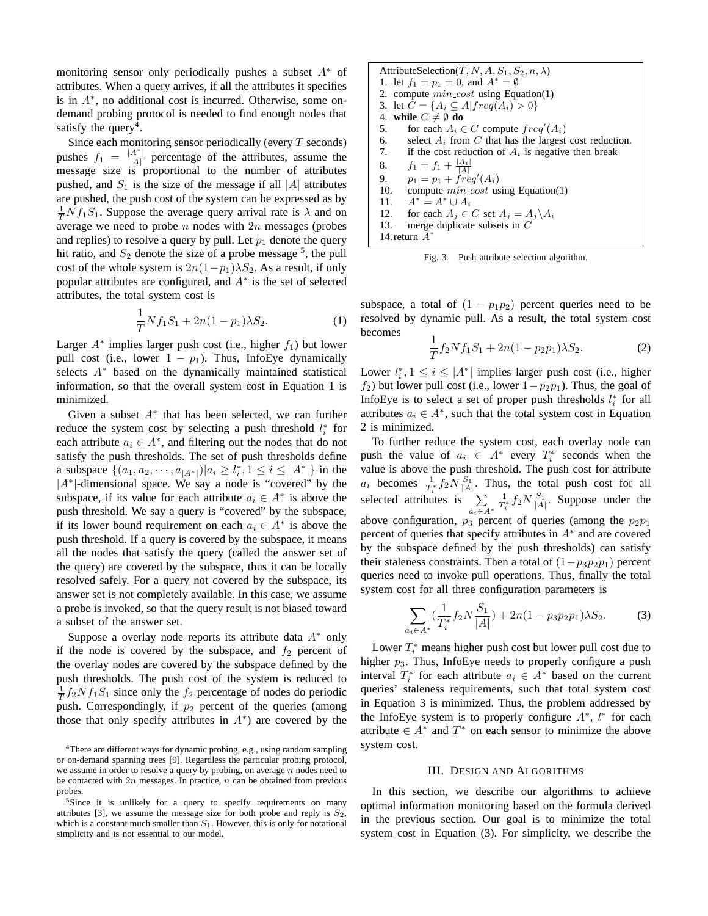monitoring sensor only periodically pushes a subset $A^*$ of attributes. When a query arrives, if all the attributes it specifies is in $A^*$, no additional cost is incurred. Otherwise, some on-demand probing protocol is needed to find enough nodes that satisfy the query[4].

Since each monitoring sensor periodically (every $T$ seconds) pushes $f_1 = \frac{|A^*|}{|A|}$ percentage of the attributes, assume the message size is proportional to the number of attributes pushed, and $S_1$ is the size of the message if all $|A|$ attributes are pushed, the push cost of the system can be expressed as by $\frac{1}{T}Nf_1S_1$. Suppose the average query arrival rate is $\lambda$ and on average we need to probe $n$ nodes with $2n$ messages (probes and replies) to resolve a query by pull. Let $p_1$ denote the query hit ratio, and $S_2$ denote the size of a probe message [5], the pull cost of the whole system is $2n(1-p_1)\lambda S_2$. As a result, if only popular attributes are configured, and $A^*$ is the set of selected attributes, the total system cost is

$$\frac{1}{T}Nf_1S_1 + 2n(1-p_1)\lambda S_2. \qquad (1)$$

Larger $A^*$ implies larger push cost (i.e., higher $f_1$) but lower pull cost (i.e., lower $1-p_1$). Thus, InfoEye dynamically selects $A^*$ based on the dynamically maintained statistical information, so that the overall system cost in Equation 1 is minimized.

Given a subset $A^*$ that has been selected, we can further reduce the system cost by selecting a push threshold $l_i^*$ for each attribute $a_i \in A^*$, and filtering out the nodes that do not satisfy the push thresholds. The set of push thresholds define a subspace $\{(a_1, a_2, \cdots, a_{|A^*|})|a_i \geq l_i^*, 1 \leq i \leq |A^*|\}$ in the $|A^*|$-dimensional space. We say a node is "covered" by the subspace, if its value for each attribute $a_i \in A^*$ is above the push threshold. We say a query is "covered" by the subspace, if its lower bound requirement on each $a_i \in A^*$ is above the push threshold. If a query is covered by the subspace, it means all the nodes that satisfy the query (called the answer set of the query) are covered by the subspace, thus it can be locally resolved safely. For a query not covered by the subspace, its answer set is not completely available. In this case, we assume a probe is invoked, so that the query result is not biased toward a subset of the answer set.

Suppose a overlay node reports its attribute data $A^*$ only if the node is covered by the subspace, and $f_2$ percent of the overlay nodes are covered by the subspace defined by the push thresholds. The push cost of the system is reduced to $\frac{1}{T}f_2Nf_1S_1$ since only the $f_2$ percentage of nodes do periodic push. Correspondingly, if $p_2$ percent of the queries (among those that only specify attributes in $A^*$) are covered by the subspace, a total of $(1-p_1p_2)$ percent queries need to be resolved by dynamic pull. As a result, the total system cost becomes

$$\frac{1}{T}f_2Nf_1S_1 + 2n(1-p_2p_1)\lambda S_2. \qquad (2)$$

Lower $l_i^*, 1 \leq i \leq |A^*|$ implies larger push cost (i.e., higher $f_2$) but lower pull cost (i.e., lower $1-p_2p_1$). Thus, the goal of InfoEye is to select a set of proper push thresholds $l_i^*$ for all attributes $a_i \in A^*$, such that the total system cost in Equation 2 is minimized.

To further reduce the system cost, each overlay node can push the value of $a_i \in A^*$ every $T_i^*$ seconds when the value is above the push threshold. The push cost for attribute $a_i$ becomes $\frac{1}{T_i^*}f_2N\frac{S_1}{|A|}$. Thus, the total push cost for all selected attributes is $\sum_{a_i \in A^*} \frac{1}{T_i^*}f_2N\frac{S_1}{|A|}$. Suppose under the above configuration, $p_3$ percent of queries (among the $p_2p_1$ percent of queries that specify attributes in $A^*$ and are covered by the subspace defined by the push thresholds) can satisfy their staleness constraints. Then a total of $(1-p_3p_2p_1)$ percent queries need to invoke pull operations. Thus, finally the total system cost for all three configuration parameters is

$$\sum_{a_i \in A^*}(\frac{1}{T_i^*}f_2N\frac{S_1}{|A|}) + 2n(1-p_3p_2p_1)\lambda S_2. \qquad (3)$$

Lower $T_i^*$ means higher push cost but lower pull cost due to higher $p_3$. Thus, InfoEye needs to properly configure a push interval $T_i^*$ for each attribute $a_i \in A^*$ based on the current queries' staleness requirements, such that total system cost in Equation 3 is minimized. Thus, the problem addressed by the InfoEye system is to properly configure $A^*$, $l^*$ for each attribute $\in A^*$ and $T^*$ on each sensor to minimize the above system cost.

```
AttributeSelection(T, N, A, S1, S2, n, λ)
1. let f1 = p1 = 0, and A* = ∅
2. compute min_cost using Equation(1)
3. let C = {Ai ⊆ A | freq(Ai) > 0}
4. while C ≠ ∅ do
5.     for each Ai ∈ C compute freq'(Ai)
6.     select Ai from C that has the largest cost reduction.
7.     if the cost reduction of Ai is negative then break
8.     f1 = f1 + |Ai|/|A|
9.     p1 = p1 + freq'(Ai)
10.    compute min_cost using Equation(1)
11.    A* = A* ∪ Ai
12.    for each Aj ∈ C set Aj = Aj \ Ai
13.    merge duplicate subsets in C
14. return A*
```

Fig. 3. Push attribute selection algorithm.

## III. Design and Algorithms

In this section, we describe our algorithms to achieve optimal information monitoring based on the formula derived in the previous section. Our goal is to minimize the total system cost in Equation (3). For simplicity, we describe the

---

[4] There are different ways for dynamic probing, e.g., using random sampling or on-demand spanning trees [9]. Regardless the particular probing protocol, we assume in order to resolve a query by probing, on average $n$ nodes need to be contacted with $2n$ messages. In practice, $n$ can be obtained from previous probes.

[5] Since it is unlikely for a query to specify requirements on many attributes [3], we assume the message size for both probe and reply is $S_2$, which is a constant much smaller than $S_1$. However, this is only for notational simplicity and is not essential to our model.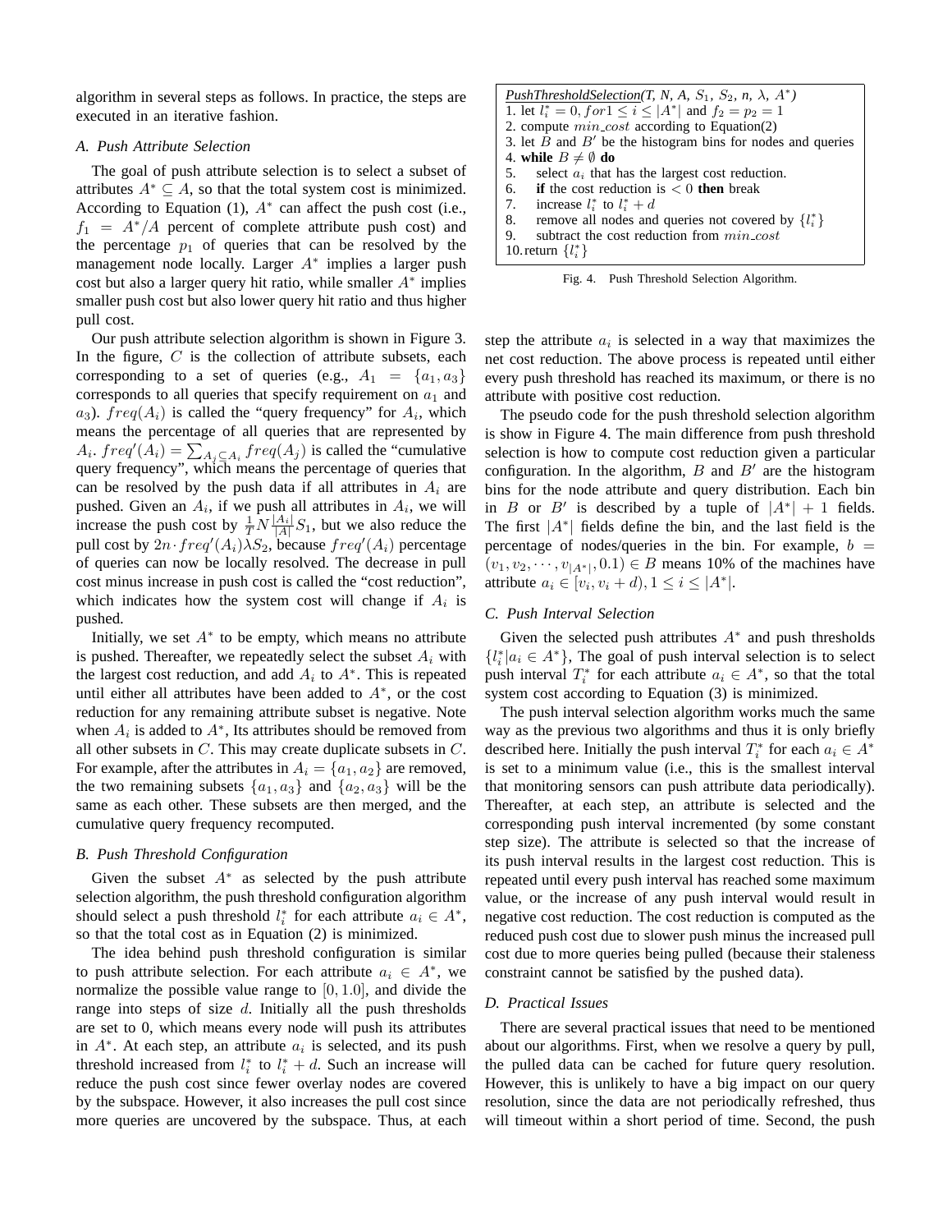algorithm in several steps as follows. In practice, the steps are executed in an iterative fashion.

### A. Push Attribute Selection

The goal of push attribute selection is to select a subset of attributes $A^* \subseteq A$, so that the total system cost is minimized. According to Equation (1), $A^*$ can affect the push cost (i.e., $f_1 = A^*/A$ percent of complete attribute push cost) and the percentage $p_1$ of queries that can be resolved by the management node locally. Larger $A^*$ implies a larger push cost but also a larger query hit ratio, while smaller $A^*$ implies smaller push cost but also lower query hit ratio and thus higher pull cost.

Our push attribute selection algorithm is shown in Figure 3. In the figure, $C$ is the collection of attribute subsets, each corresponding to a set of queries (e.g., $A_1 = \{a_1, a_3\}$ corresponds to all queries that specify requirement on $a_1$ and $a_3$). $freq(A_i)$ is called the "query frequency" for $A_i$, which means the percentage of all queries that are represented by $A_i$. $freq'(A_i) = \sum_{A_j \subseteq A_i} freq(A_j)$ is called the "cumulative query frequency", which means the percentage of queries that can be resolved by the push data if all attributes in $A_i$ are pushed. Given an $A_i$, if we push all attributes in $A_i$, we will increase the push cost by $\frac{1}{T} N \frac{|A_i|}{|A|} S_1$, but we also reduce the pull cost by $2n \cdot freq'(A_i) \lambda S_2$, because $freq'(A_i)$ percentage of queries can now be locally resolved. The decrease in pull cost minus increase in push cost is called the "cost reduction", which indicates how the system cost will change if $A_i$ is pushed.

Initially, we set $A^*$ to be empty, which means no attribute is pushed. Thereafter, we repeatedly select the subset $A_i$ with the largest cost reduction, and add $A_i$ to $A^*$. This is repeated until either all attributes have been added to $A^*$, or the cost reduction for any remaining attribute subset is negative. Note when $A_i$ is added to $A^*$, Its attributes should be removed from all other subsets in $C$. This may create duplicate subsets in $C$. For example, after the attributes in $A_i = \{a_1, a_2\}$ are removed, the two remaining subsets $\{a_1, a_3\}$ and $\{a_2, a_3\}$ will be the same as each other. These subsets are then merged, and the cumulative query frequency recomputed.

### B. Push Threshold Configuration

Given the subset $A^*$ as selected by the push attribute selection algorithm, the push threshold configuration algorithm should select a push threshold $l_i^*$ for each attribute $a_i \in A^*$, so that the total cost as in Equation (2) is minimized.

The idea behind push threshold configuration is similar to push attribute selection. For each attribute $a_i \in A^*$, we normalize the possible value range to $[0, 1.0]$, and divide the range into steps of size $d$. Initially all the push thresholds are set to 0, which means every node will push its attributes in $A^*$. At each step, an attribute $a_i$ is selected, and its push threshold increased from $l_i^*$ to $l_i^* + d$. Such an increase will reduce the push cost since fewer overlay nodes are covered by the subspace. However, it also increases the pull cost since more queries are uncovered by the subspace. Thus, at each step the attribute $a_i$ is selected in a way that maximizes the net cost reduction. The above process is repeated until either every push threshold has reached its maximum, or there is no attribute with positive cost reduction.

```
PushThresholdSelection(T, N, A, S1, S2, n, λ, A*)
1. let l*_i = 0, for 1 ≤ i ≤ |A*| and f2 = p2 = 1
2. compute min_cost according to Equation(2)
3. let B and B' be the histogram bins for nodes and queries
4. while B ≠ ∅ do
5.     select a_i that has the largest cost reduction.
6.     if the cost reduction is < 0 then break
7.     increase l*_i to l*_i + d
8.     remove all nodes and queries not covered by {l*_i}
9.     subtract the cost reduction from min_cost
10. return {l*_i}
```

Fig. 4. Push Threshold Selection Algorithm.

The pseudo code for the push threshold selection algorithm is show in Figure 4. The main difference from push threshold selection is how to compute cost reduction given a particular configuration. In the algorithm, $B$ and $B'$ are the histogram bins for the node attribute and query distribution. Each bin in $B$ or $B'$ is described by a tuple of $|A^*| + 1$ fields. The first $|A^*|$ fields define the bin, and the last field is the percentage of nodes/queries in the bin. For example, $b = (v_1, v_2, \cdots, v_{|A^*|}, 0.1) \in B$ means 10% of the machines have attribute $a_i \in [v_i, v_i + d), 1 \leq i \leq |A^*|$.

### C. Push Interval Selection

Given the selected push attributes $A^*$ and push thresholds $\{l_i^* | a_i \in A^*\}$, The goal of push interval selection is to select push interval $T_i^*$ for each attribute $a_i \in A^*$, so that the total system cost according to Equation (3) is minimized.

The push interval selection algorithm works much the same way as the previous two algorithms and thus it is only briefly described here. Initially the push interval $T_i^*$ for each $a_i \in A^*$ is set to a minimum value (i.e., this is the smallest interval that monitoring sensors can push attribute data periodically). Thereafter, at each step, an attribute is selected and the corresponding push interval incremented (by some constant step size). The attribute is selected so that the increase of its push interval results in the largest cost reduction. This is repeated until every push interval has reached some maximum value, or the increase of any push interval would result in negative cost reduction. The cost reduction is computed as the reduced push cost due to slower push minus the increased pull cost due to more queries being pulled (because their staleness constraint cannot be satisfied by the pushed data).

### D. Practical Issues

There are several practical issues that need to be mentioned about our algorithms. First, when we resolve a query by pull, the pulled data can be cached for future query resolution. However, this is unlikely to have a big impact on our query resolution, since the data are not periodically refreshed, thus will timeout within a short period of time. Second, the push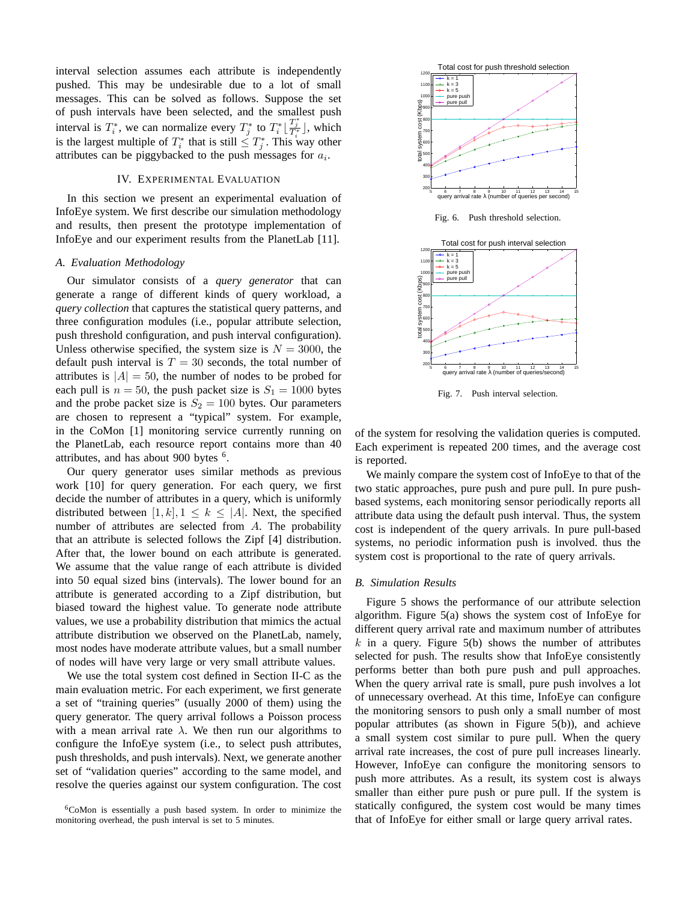interval selection assumes each attribute is independently pushed. This may be undesirable due to a lot of small messages. This can be solved as follows. Suppose the set of push intervals have been selected, and the smallest push interval is $T_i^*$, we can normalize every $T_j^*$ to $T_i^* \lfloor \frac{T_j^*}{T_i^*} \rfloor$, which is the largest multiple of $T_i^*$ that is still $\leq T_j^*$. This way other attributes can be piggybacked to the push messages for $a_i$.

## IV. Experimental Evaluation

In this section we present an experimental evaluation of InfoEye system. We first describe our simulation methodology and results, then present the prototype implementation of InfoEye and our experiment results from the PlanetLab [11].

### A. Evaluation Methodology

Our simulator consists of a *query generator* that can generate a range of different kinds of query workload, a *query collection* that captures the statistical query patterns, and three configuration modules (i.e., popular attribute selection, push threshold configuration, and push interval configuration). Unless otherwise specified, the system size is $N = 3000$, the default push interval is $T = 30$ seconds, the total number of attributes is $|A| = 50$, the number of nodes to be probed for each pull is $n = 50$, the push packet size is $S_1 = 1000$ bytes and the probe packet size is $S_2 = 100$ bytes. Our parameters are chosen to represent a "typical" system. For example, in the CoMon [1] monitoring service currently running on the PlanetLab, each resource report contains more than 40 attributes, and has about 900 bytes [6].

Our query generator uses similar methods as previous work [10] for query generation. For each query, we first decide the number of attributes in a query, which is uniformly distributed between $[1, k], 1 \leq k \leq |A|$. Next, the specified number of attributes are selected from $A$. The probability that an attribute is selected follows the Zipf [4] distribution. After that, the lower bound on each attribute is generated. We assume that the value range of each attribute is divided into 50 equal sized bins (intervals). The lower bound for an attribute is generated according to a Zipf distribution, but biased toward the highest value. To generate node attribute values, we use a probability distribution that mimics the actual attribute distribution we observed on the PlanetLab, namely, most nodes have moderate attribute values, but a small number of nodes will have very large or very small attribute values.

We use the total system cost defined in Section II-C as the main evaluation metric. For each experiment, we first generate a set of "training queries" (usually 2000 of them) using the query generator. The query arrival follows a Poisson process with a mean arrival rate $\lambda$. We then run our algorithms to configure the InfoEye system (i.e., to select push attributes, push thresholds, and push intervals). Next, we generate another set of "validation queries" according to the same model, and resolve the queries against our system configuration. The cost of the system for resolving the validation queries is computed. Each experiment is repeated 200 times, and the average cost is reported.

[6] CoMon is essentially a push based system. In order to minimize the monitoring overhead, the push interval is set to 5 minutes.

Fig. 6. Push threshold selection.

Fig. 7. Push interval selection.

We mainly compare the system cost of InfoEye to that of the two static approaches, pure push and pure pull. In pure push-based systems, each monitoring sensor periodically reports all attribute data using the default push interval. Thus, the system cost is independent of the query arrivals. In pure pull-based systems, no periodic information push is involved. thus the system cost is proportional to the rate of query arrivals.

### B. Simulation Results

Figure 5 shows the performance of our attribute selection algorithm. Figure 5(a) shows the system cost of InfoEye for different query arrival rate and maximum number of attributes $k$ in a query. Figure 5(b) shows the number of attributes selected for push. The results show that InfoEye consistently performs better than both pure push and pull approaches. When the query arrival rate is small, pure push involves a lot of unnecessary overhead. At this time, InfoEye can configure the monitoring sensors to push only a small number of most popular attributes (as shown in Figure 5(b)), and achieve a small system cost similar to pure pull. When the query arrival rate increases, the cost of pure pull increases linearly. However, InfoEye can configure the monitoring sensors to push more attributes. As a result, its system cost is always smaller than either pure push or pure pull. If the system is statically configured, the system cost would be many times that of InfoEye for either small or large query arrival rates.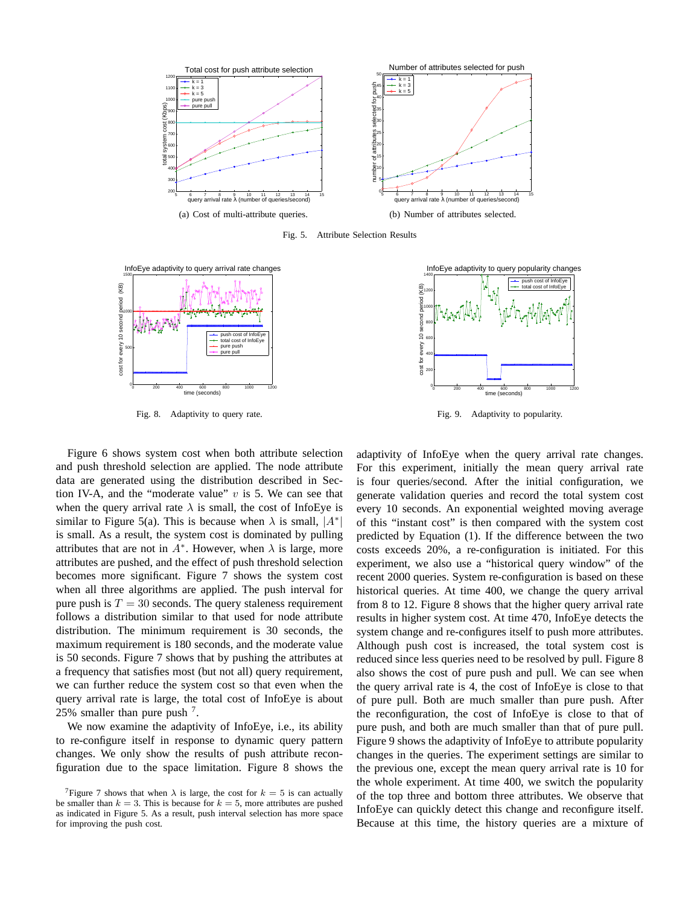(a) Cost of multi-attribute queries.

(b) Number of attributes selected.

Fig. 5. Attribute Selection Results

Fig. 8. Adaptivity to query rate.

Fig. 9. Adaptivity to popularity.

Figure 6 shows system cost when both attribute selection and push threshold selection are applied. The node attribute data are generated using the distribution described in Section IV-A, and the "moderate value" $v$ is 5. We can see that when the query arrival rate $\lambda$ is small, the cost of InfoEye is similar to Figure 5(a). This is because when $\lambda$ is small, $|A^*|$ is small. As a result, the system cost is dominated by pulling attributes that are not in $A^*$. However, when $\lambda$ is large, more attributes are pushed, and the effect of push threshold selection becomes more significant. Figure 7 shows the system cost when all three algorithms are applied. The push interval for pure push is $T = 30$ seconds. The query staleness requirement follows a distribution similar to that used for node attribute distribution. The minimum requirement is 30 seconds, the maximum requirement is 180 seconds, and the moderate value is 50 seconds. Figure 7 shows that by pushing the attributes at a frequency that satisfies most (but not all) query requirement, we can further reduce the system cost so that even when the query arrival rate is large, the total cost of InfoEye is about 25% smaller than pure push [7].

We now examine the adaptivity of InfoEye, i.e., its ability to re-configure itself in response to dynamic query pattern changes. We only show the results of push attribute reconfiguration due to the space limitation. Figure 8 shows the adaptivity of InfoEye when the query arrival rate changes. For this experiment, initially the mean query arrival rate is four queries/second. After the initial configuration, we generate validation queries and record the total system cost every 10 seconds. An exponential weighted moving average of this "instant cost" is then compared with the system cost predicted by Equation (1). If the difference between the two costs exceeds 20%, a re-configuration is initiated. For this experiment, we also use a "historical query window" of the recent 2000 queries. System re-configuration is based on these historical queries. At time 400, we change the query arrival from 8 to 12. Figure 8 shows that the higher query arrival rate results in higher system cost. At time 470, InfoEye detects the system change and re-configures itself to push more attributes. Although push cost is increased, the total system cost is reduced since less queries need to be resolved by pull. Figure 8 also shows the cost of pure push and pull. We can see when the query arrival rate is 4, the cost of InfoEye is close to that of pure pull. Both are much smaller than pure push. After the reconfiguration, the cost of InfoEye is close to that of pure push, and both are much smaller than that of pure pull. Figure 9 shows the adaptivity of InfoEye to attribute popularity changes in the queries. The experiment settings are similar to the previous one, except the mean query arrival rate is 10 for the whole experiment. At time 400, we switch the popularity of the top three and bottom three attributes. We observe that InfoEye can quickly detect this change and reconfigure itself. Because at this time, the history queries are a mixture of

[7] Figure 7 shows that when $\lambda$ is large, the cost for $k = 5$ is can actually be smaller than $k = 3$. This is because for $k = 5$, more attributes are pushed as indicated in Figure 5. As a result, push interval selection has more space for improving the push cost.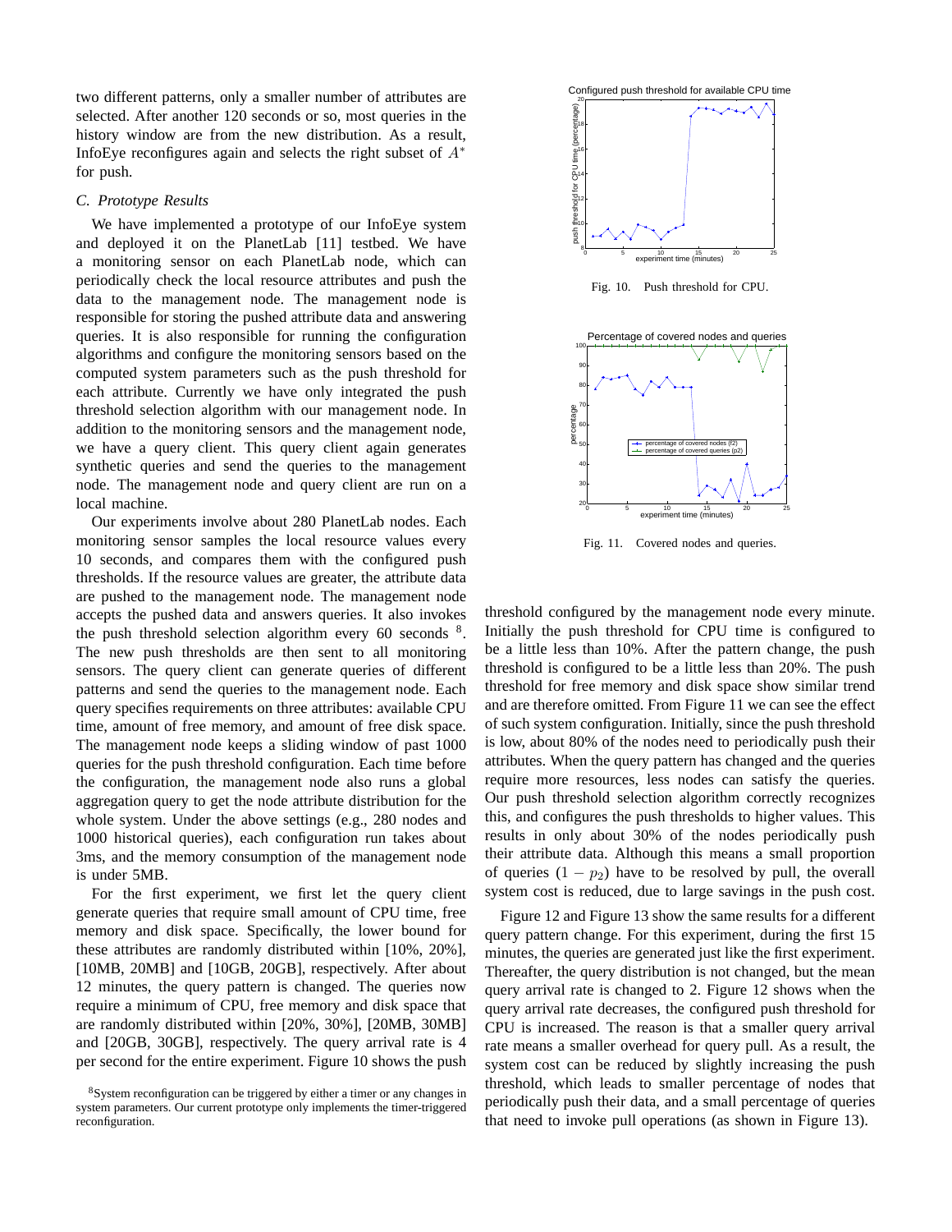two different patterns, only a smaller number of attributes are selected. After another 120 seconds or so, most queries in the history window are from the new distribution. As a result, InfoEye reconfigures again and selects the right subset of $A^*$ for push.

### C. Prototype Results

We have implemented a prototype of our InfoEye system and deployed it on the PlanetLab [11] testbed. We have a monitoring sensor on each PlanetLab node, which can periodically check the local resource attributes and push the data to the management node. The management node is responsible for storing the pushed attribute data and answering queries. It is also responsible for running the configuration algorithms and configure the monitoring sensors based on the computed system parameters such as the push threshold for each attribute. Currently we have only integrated the push threshold selection algorithm with our management node. In addition to the monitoring sensors and the management node, we have a query client. This query client again generates synthetic queries and send the queries to the management node. The management node and query client are run on a local machine.

Our experiments involve about 280 PlanetLab nodes. Each monitoring sensor samples the local resource values every 10 seconds, and compares them with the configured push thresholds. If the resource values are greater, the attribute data are pushed to the management node. The management node accepts the pushed data and answers queries. It also invokes the push threshold selection algorithm every 60 seconds [8]. The new push thresholds are then sent to all monitoring sensors. The query client can generate queries of different patterns and send the queries to the management node. Each query specifies requirements on three attributes: available CPU time, amount of free memory, and amount of free disk space. The management node keeps a sliding window of past 1000 queries for the push threshold configuration. Each time before the configuration, the management node also runs a global aggregation query to get the node attribute distribution for the whole system. Under the above settings (e.g., 280 nodes and 1000 historical queries), each configuration run takes about 3ms, and the memory consumption of the management node is under 5MB.

For the first experiment, we first let the query client generate queries that require small amount of CPU time, free memory and disk space. Specifically, the lower bound for these attributes are randomly distributed within [10%, 20%], [10MB, 20MB] and [10GB, 20GB], respectively. After about 12 minutes, the query pattern is changed. The queries now require a minimum of CPU, free memory and disk space that are randomly distributed within [20%, 30%], [20MB, 30MB] and [20GB, 30GB], respectively. The query arrival rate is 4 per second for the entire experiment. Figure 10 shows the push threshold configured by the management node every minute. Initially the push threshold for CPU time is configured to be a little less than 10%. After the pattern change, the push threshold is configured to be a little less than 20%. The push threshold for free memory and disk space show similar trend and are therefore omitted. From Figure 11 we can see the effect of such system configuration. Initially, since the push threshold is low, about 80% of the nodes need to periodically push their attributes. When the query pattern has changed and the queries require more resources, less nodes can satisfy the queries. Our push threshold selection algorithm correctly recognizes this, and configures the push thresholds to higher values. This results in only about 30% of the nodes periodically push their attribute data. Although this means a small proportion of queries $(1 - p_2)$ have to be resolved by pull, the overall system cost is reduced, due to large savings in the push cost.

[8]System reconfiguration can be triggered by either a timer or any changes in system parameters. Our current prototype only implements the timer-triggered reconfiguration.

Fig. 10. Push threshold for CPU.

Fig. 11. Covered nodes and queries.

Figure 12 and Figure 13 show the same results for a different query pattern change. For this experiment, during the first 15 minutes, the queries are generated just like the first experiment. Thereafter, the query distribution is not changed, but the mean query arrival rate is changed to 2. Figure 12 shows when the query arrival rate decreases, the configured push threshold for CPU is increased. The reason is that a smaller query arrival rate means a smaller overhead for query pull. As a result, the system cost can be reduced by slightly increasing the push threshold, which leads to smaller percentage of nodes that periodically push their data, and a small percentage of queries that need to invoke pull operations (as shown in Figure 13).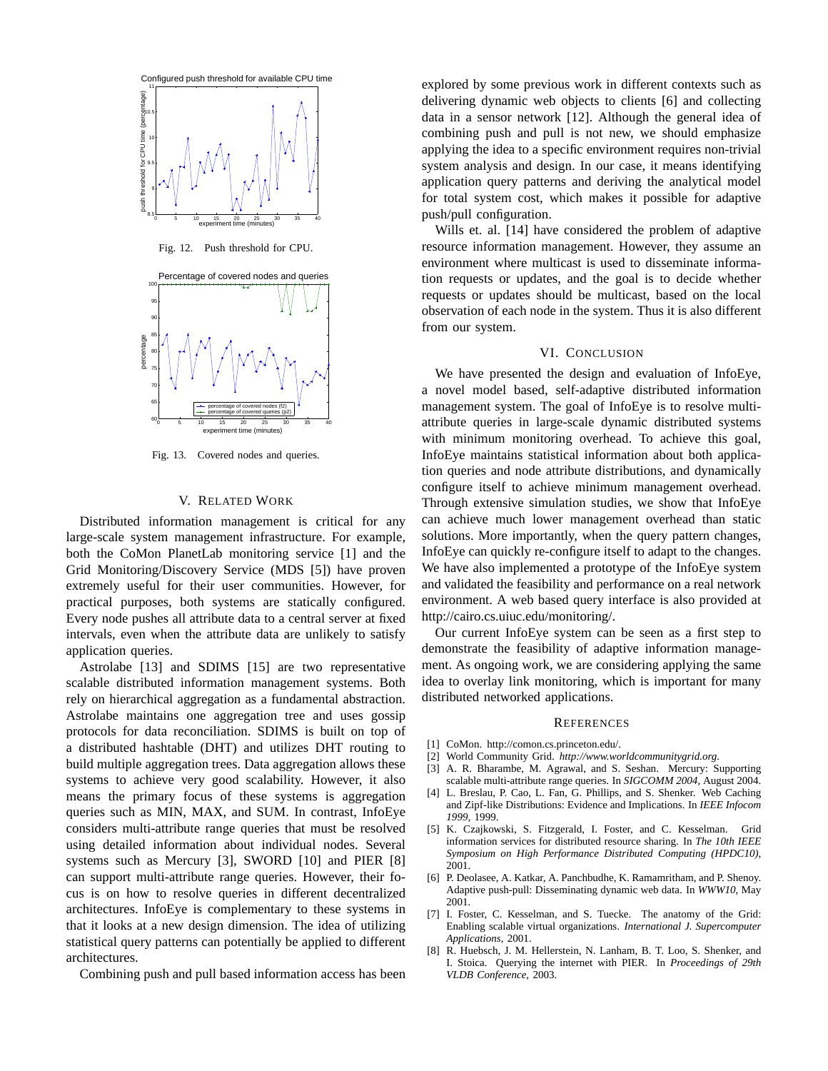Fig. 12. Push threshold for CPU.

Fig. 13. Covered nodes and queries.

## V. Related Work

Distributed information management is critical for any large-scale system management infrastructure. For example, both the CoMon PlanetLab monitoring service [1] and the Grid Monitoring/Discovery Service (MDS [5]) have proven extremely useful for their user communities. However, for practical purposes, both systems are statically configured. Every node pushes all attribute data to a central server at fixed intervals, even when the attribute data are unlikely to satisfy application queries.

Astrolabe [13] and SDIMS [15] are two representative scalable distributed information management systems. Both rely on hierarchical aggregation as a fundamental abstraction. Astrolabe maintains one aggregation tree and uses gossip protocols for data reconciliation. SDIMS is built on top of a distributed hashtable (DHT) and utilizes DHT routing to build multiple aggregation trees. Data aggregation allows these systems to achieve very good scalability. However, it also means the primary focus of these systems is aggregation queries such as MIN, MAX, and SUM. In contrast, InfoEye considers multi-attribute range queries that must be resolved using detailed information about individual nodes. Several systems such as Mercury [3], SWORD [10] and PIER [8] can support multi-attribute range queries. However, their focus is on how to resolve queries in different decentralized architectures. InfoEye is complementary to these systems in that it looks at a new design dimension. The idea of utilizing statistical query patterns can potentially be applied to different architectures.

Combining push and pull based information access has been explored by some previous work in different contexts such as delivering dynamic web objects to clients [6] and collecting data in a sensor network [12]. Although the general idea of combining push and pull is not new, we should emphasize applying the idea to a specific environment requires non-trivial system analysis and design. In our case, it means identifying application query patterns and deriving the analytical model for total system cost, which makes it possible for adaptive push/pull configuration.

Wills et. al. [14] have considered the problem of adaptive resource information management. However, they assume an environment where multicast is used to disseminate information requests or updates, and the goal is to decide whether requests or updates should be multicast, based on the local observation of each node in the system. Thus it is also different from our system.

## VI. Conclusion

We have presented the design and evaluation of InfoEye, a novel model based, self-adaptive distributed information management system. The goal of InfoEye is to resolve multi-attribute queries in large-scale dynamic distributed systems with minimum monitoring overhead. To achieve this goal, InfoEye maintains statistical information about both application queries and node attribute distributions, and dynamically configure itself to achieve minimum management overhead. Through extensive simulation studies, we show that InfoEye can achieve much lower management overhead than static solutions. More importantly, when the query pattern changes, InfoEye can quickly re-configure itself to adapt to the changes. We have also implemented a prototype of the InfoEye system and validated the feasibility and performance on a real network environment. A web based query interface is also provided at http://cairo.cs.uiuc.edu/monitoring/.

Our current InfoEye system can be seen as a first step to demonstrate the feasibility of adaptive information management. As ongoing work, we are considering applying the same idea to overlay link monitoring, which is important for many distributed networked applications.

## References

[1] CoMon. http://comon.cs.princeton.edu/.

[2] World Community Grid. *http://www.worldcommunitygrid.org*.

[3] A. R. Bharambe, M. Agrawal, and S. Seshan. Mercury: Supporting scalable multi-attribute range queries. In *SIGCOMM 2004*, August 2004.

[4] L. Breslau, P. Cao, L. Fan, G. Phillips, and S. Shenker. Web Caching and Zipf-like Distributions: Evidence and Implications. In *IEEE Infocom 1999*, 1999.

[5] K. Czajkowski, S. Fitzgerald, I. Foster, and C. Kesselman. Grid information services for distributed resource sharing. In *The 10th IEEE Symposium on High Performance Distributed Computing (HPDC10)*, 2001.

[6] P. Deolasee, A. Katkar, A. Panchbudhe, K. Ramamritham, and P. Shenoy. Adaptive push-pull: Disseminating dynamic web data. In *WWW10*, May 2001.

[7] I. Foster, C. Kesselman, and S. Tuecke. The anatomy of the Grid: Enabling scalable virtual organizations. *International J. Supercomputer Applications*, 2001.

[8] R. Huebsch, J. M. Hellerstein, N. Lanham, B. T. Loo, S. Shenker, and I. Stoica. Querying the internet with PIER. In *Proceedings of 29th VLDB Conference*, 2003.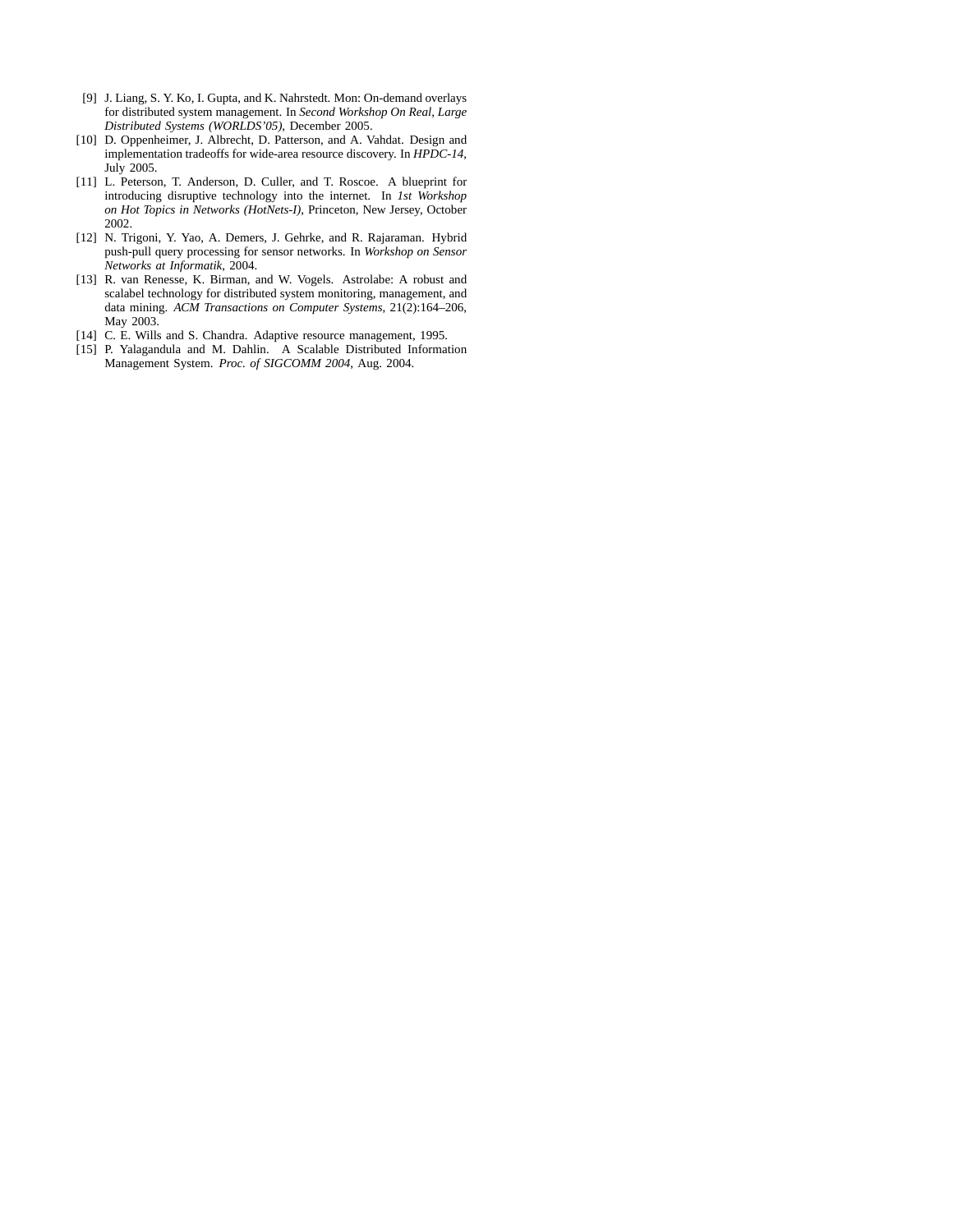[9] J. Liang, S. Y. Ko, I. Gupta, and K. Nahrstedt. Mon: On-demand overlays for distributed system management. In *Second Workshop On Real, Large Distributed Systems (WORLDS'05)*, December 2005.

[10] D. Oppenheimer, J. Albrecht, D. Patterson, and A. Vahdat. Design and implementation tradeoffs for wide-area resource discovery. In *HPDC-14*, July 2005.

[11] L. Peterson, T. Anderson, D. Culler, and T. Roscoe. A blueprint for introducing disruptive technology into the internet. In *1st Workshop on Hot Topics in Networks (HotNets-I)*, Princeton, New Jersey, October 2002.

[12] N. Trigoni, Y. Yao, A. Demers, J. Gehrke, and R. Rajaraman. Hybrid push-pull query processing for sensor networks. In *Workshop on Sensor Networks at Informatik*, 2004.

[13] R. van Renesse, K. Birman, and W. Vogels. Astrolabe: A robust and scalabel technology for distributed system monitoring, management, and data mining. *ACM Transactions on Computer Systems*, 21(2):164–206, May 2003.

[14] C. E. Wills and S. Chandra. Adaptive resource management, 1995.

[15] P. Yalagandula and M. Dahlin. A Scalable Distributed Information Management System. *Proc. of SIGCOMM 2004*, Aug. 2004.